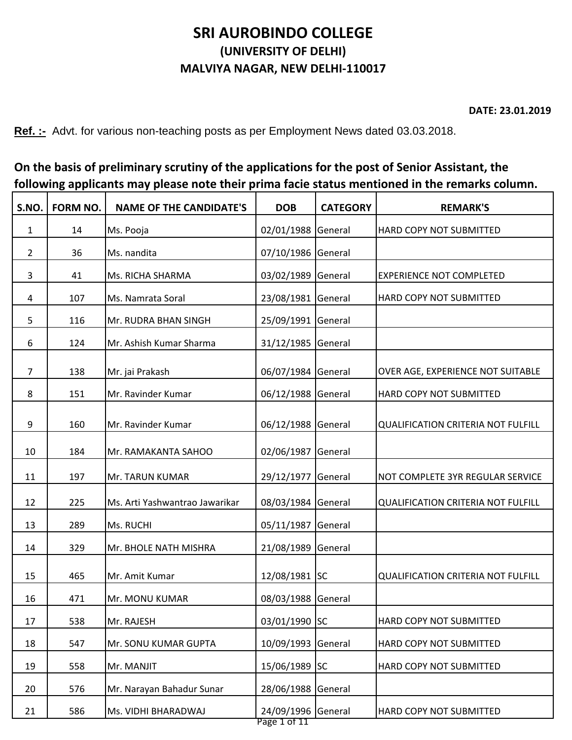# SRI AUROBINDO COLLEGE

## (UNIVERSITY OF DELHI)

## MALVIYA NAGAR, NEW DELHI-110017

**DATE: 23.01.2019**

**Ref. :-** Advt. for various non-teaching posts as per Employment News dated 03.03.2018.

**On the basis of preliminary scrutiny of the applications for the post of Senior Assistant, the following applicants may please note their prima facie status mentioned in the remarks column.**

| S.NO. | FORM NO. | NAME OF THE CANDIDATE'S | DOB | CATEGORY | REMARK'S |
|---|---|---|---|---|---|
| 1 | 14 | Ms. Pooja | 02/01/1988 | General | HARD COPY NOT SUBMITTED |
| 2 | 36 | Ms. nandita | 07/10/1986 | General | |
| 3 | 41 | Ms. RICHA SHARMA | 03/02/1989 | General | EXPERIENCE NOT COMPLETED |
| 4 | 107 | Ms. Namrata Soral | 23/08/1981 | General | HARD COPY NOT SUBMITTED |
| 5 | 116 | Mr. RUDRA BHAN SINGH | 25/09/1991 | General | |
| 6 | 124 | Mr. Ashish Kumar Sharma | 31/12/1985 | General | |
| 7 | 138 | Mr. jai Prakash | 06/07/1984 | General | OVER AGE, EXPERIENCE NOT SUITABLE |
| 8 | 151 | Mr. Ravinder Kumar | 06/12/1988 | General | HARD COPY NOT SUBMITTED |
| 9 | 160 | Mr. Ravinder Kumar | 06/12/1988 | General | QUALIFICATION CRITERIA NOT FULFILL |
| 10 | 184 | Mr. RAMAKANTA SAHOO | 02/06/1987 | General | |
| 11 | 197 | Mr. TARUN KUMAR | 29/12/1977 | General | NOT COMPLETE 3YR REGULAR SERVICE |
| 12 | 225 | Ms. Arti Yashwantrao Jawarikar | 08/03/1984 | General | QUALIFICATION CRITERIA NOT FULFILL |
| 13 | 289 | Ms. RUCHI | 05/11/1987 | General | |
| 14 | 329 | Mr. BHOLE NATH MISHRA | 21/08/1989 | General | |
| 15 | 465 | Mr. Amit Kumar | 12/08/1981 | SC | QUALIFICATION CRITERIA NOT FULFILL |
| 16 | 471 | Mr. MONU KUMAR | 08/03/1988 | General | |
| 17 | 538 | Mr. RAJESH | 03/01/1990 | SC | HARD COPY NOT SUBMITTED |
| 18 | 547 | Mr. SONU KUMAR GUPTA | 10/09/1993 | General | HARD COPY NOT SUBMITTED |
| 19 | 558 | Mr. MANJIT | 15/06/1989 | SC | HARD COPY NOT SUBMITTED |
| 20 | 576 | Mr. Narayan Bahadur Sunar | 28/06/1988 | General | |
| 21 | 586 | Ms. VIDHI BHARADWAJ | 24/09/1996 | General | HARD COPY NOT SUBMITTED |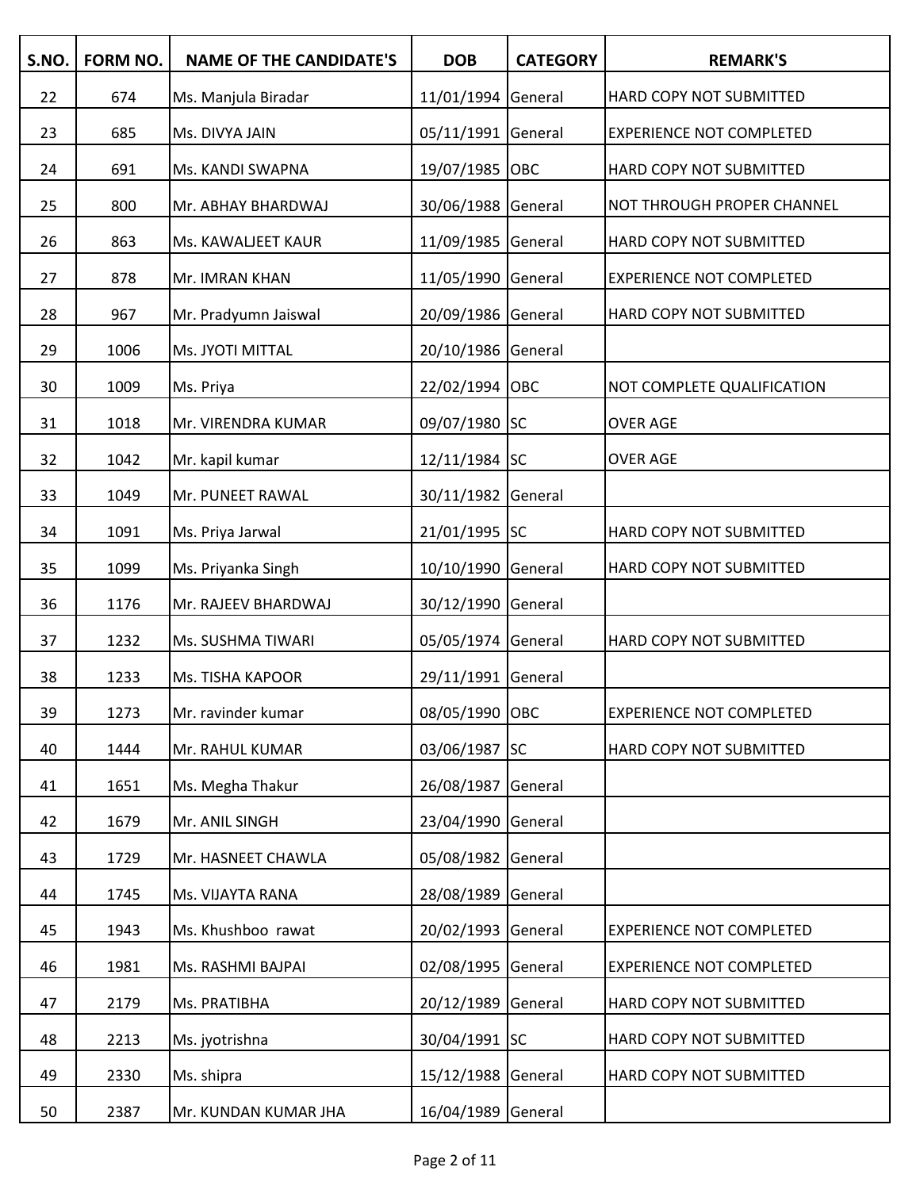| S.NO. | FORM NO. | NAME OF THE CANDIDATE'S | DOB | CATEGORY | REMARK'S |
|---|---|---|---|---|---|
| 22 | 674 | Ms. Manjula Biradar | 11/01/1994 | General | HARD COPY NOT SUBMITTED |
| 23 | 685 | Ms. DIVYA JAIN | 05/11/1991 | General | EXPERIENCE NOT COMPLETED |
| 24 | 691 | Ms. KANDI SWAPNA | 19/07/1985 | OBC | HARD COPY NOT SUBMITTED |
| 25 | 800 | Mr. ABHAY BHARDWAJ | 30/06/1988 | General | NOT THROUGH PROPER CHANNEL |
| 26 | 863 | Ms. KAWALJEET KAUR | 11/09/1985 | General | HARD COPY NOT SUBMITTED |
| 27 | 878 | Mr. IMRAN KHAN | 11/05/1990 | General | EXPERIENCE NOT COMPLETED |
| 28 | 967 | Mr. Pradyumn Jaiswal | 20/09/1986 | General | HARD COPY NOT SUBMITTED |
| 29 | 1006 | Ms. JYOTI MITTAL | 20/10/1986 | General | |
| 30 | 1009 | Ms. Priya | 22/02/1994 | OBC | NOT COMPLETE QUALIFICATION |
| 31 | 1018 | Mr. VIRENDRA KUMAR | 09/07/1980 | SC | OVER AGE |
| 32 | 1042 | Mr. kapil kumar | 12/11/1984 | SC | OVER AGE |
| 33 | 1049 | Mr. PUNEET RAWAL | 30/11/1982 | General | |
| 34 | 1091 | Ms. Priya Jarwal | 21/01/1995 | SC | HARD COPY NOT SUBMITTED |
| 35 | 1099 | Ms. Priyanka Singh | 10/10/1990 | General | HARD COPY NOT SUBMITTED |
| 36 | 1176 | Mr. RAJEEV BHARDWAJ | 30/12/1990 | General | |
| 37 | 1232 | Ms. SUSHMA TIWARI | 05/05/1974 | General | HARD COPY NOT SUBMITTED |
| 38 | 1233 | Ms. TISHA KAPOOR | 29/11/1991 | General | |
| 39 | 1273 | Mr. ravinder kumar | 08/05/1990 | OBC | EXPERIENCE NOT COMPLETED |
| 40 | 1444 | Mr. RAHUL KUMAR | 03/06/1987 | SC | HARD COPY NOT SUBMITTED |
| 41 | 1651 | Ms. Megha Thakur | 26/08/1987 | General | |
| 42 | 1679 | Mr. ANIL SINGH | 23/04/1990 | General | |
| 43 | 1729 | Mr. HASNEET CHAWLA | 05/08/1982 | General | |
| 44 | 1745 | Ms. VIJAYTA RANA | 28/08/1989 | General | |
| 45 | 1943 | Ms. Khushboo rawat | 20/02/1993 | General | EXPERIENCE NOT COMPLETED |
| 46 | 1981 | Ms. RASHMI BAJPAI | 02/08/1995 | General | EXPERIENCE NOT COMPLETED |
| 47 | 2179 | Ms. PRATIBHA | 20/12/1989 | General | HARD COPY NOT SUBMITTED |
| 48 | 2213 | Ms. jyotrishna | 30/04/1991 | SC | HARD COPY NOT SUBMITTED |
| 49 | 2330 | Ms. shipra | 15/12/1988 | General | HARD COPY NOT SUBMITTED |
| 50 | 2387 | Mr. KUNDAN KUMAR JHA | 16/04/1989 | General | |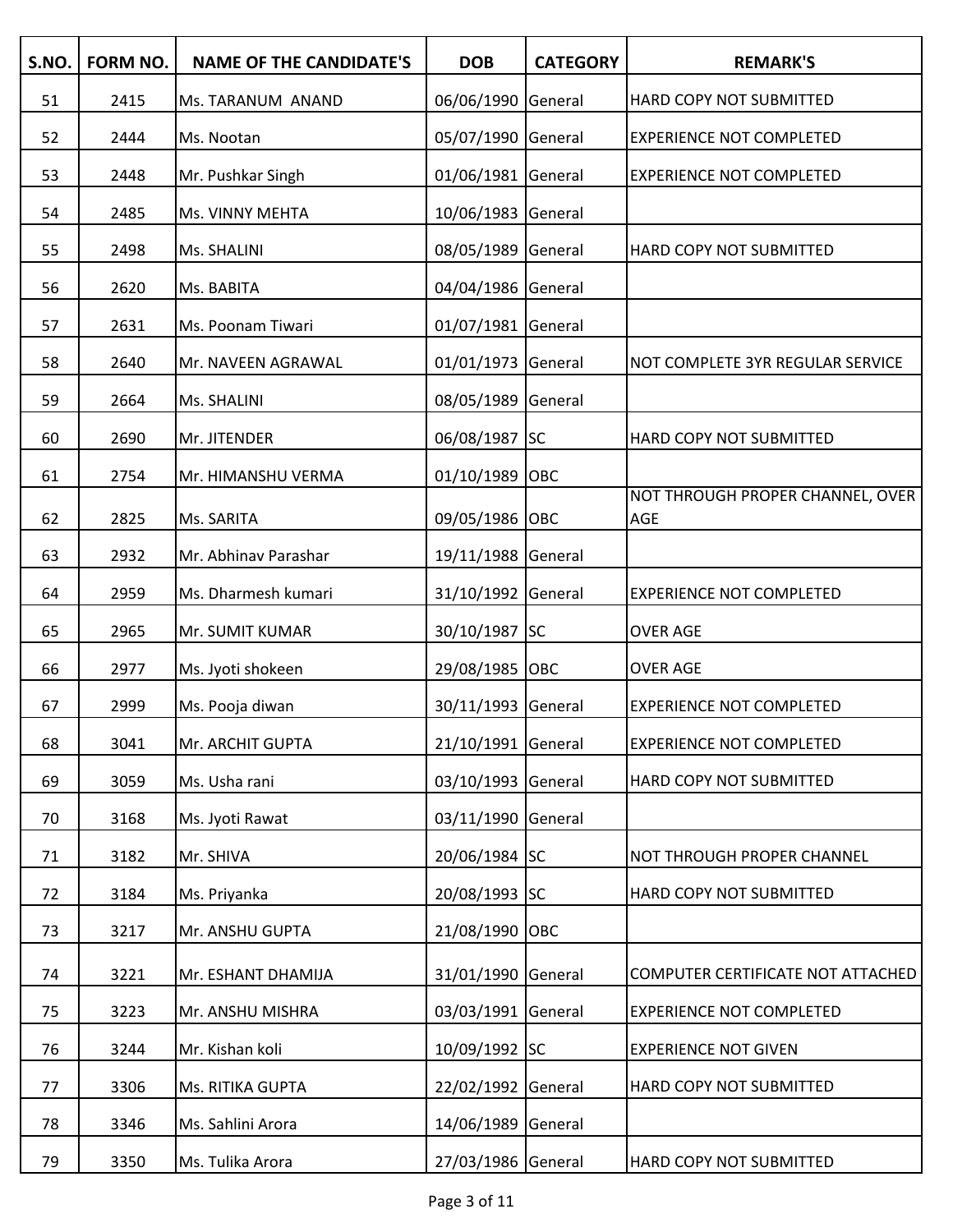| S.NO. | FORM NO. | NAME OF THE CANDIDATE'S | DOB | CATEGORY | REMARK'S |
|---|---|---|---|---|---|
| 51 | 2415 | Ms. TARANUM  ANAND | 06/06/1990 | General | HARD COPY NOT SUBMITTED |
| 52 | 2444 | Ms. Nootan | 05/07/1990 | General | EXPERIENCE NOT COMPLETED |
| 53 | 2448 | Mr. Pushkar Singh | 01/06/1981 | General | EXPERIENCE NOT COMPLETED |
| 54 | 2485 | Ms. VINNY MEHTA | 10/06/1983 | General | |
| 55 | 2498 | Ms. SHALINI | 08/05/1989 | General | HARD COPY NOT SUBMITTED |
| 56 | 2620 | Ms. BABITA | 04/04/1986 | General | |
| 57 | 2631 | Ms. Poonam Tiwari | 01/07/1981 | General | |
| 58 | 2640 | Mr. NAVEEN AGRAWAL | 01/01/1973 | General | NOT COMPLETE 3YR REGULAR SERVICE |
| 59 | 2664 | Ms. SHALINI | 08/05/1989 | General | |
| 60 | 2690 | Mr. JITENDER | 06/08/1987 | SC | HARD COPY NOT SUBMITTED |
| 61 | 2754 | Mr. HIMANSHU VERMA | 01/10/1989 | OBC | |
| 62 | 2825 | Ms. SARITA | 09/05/1986 | OBC | NOT THROUGH PROPER CHANNEL, OVER AGE |
| 63 | 2932 | Mr. Abhinav Parashar | 19/11/1988 | General | |
| 64 | 2959 | Ms. Dharmesh kumari | 31/10/1992 | General | EXPERIENCE NOT COMPLETED |
| 65 | 2965 | Mr. SUMIT KUMAR | 30/10/1987 | SC | OVER AGE |
| 66 | 2977 | Ms. Jyoti shokeen | 29/08/1985 | OBC | OVER AGE |
| 67 | 2999 | Ms. Pooja diwan | 30/11/1993 | General | EXPERIENCE NOT COMPLETED |
| 68 | 3041 | Mr. ARCHIT GUPTA | 21/10/1991 | General | EXPERIENCE NOT COMPLETED |
| 69 | 3059 | Ms. Usha rani | 03/10/1993 | General | HARD COPY NOT SUBMITTED |
| 70 | 3168 | Ms. Jyoti Rawat | 03/11/1990 | General | |
| 71 | 3182 | Mr. SHIVA | 20/06/1984 | SC | NOT THROUGH PROPER CHANNEL |
| 72 | 3184 | Ms. Priyanka | 20/08/1993 | SC | HARD COPY NOT SUBMITTED |
| 73 | 3217 | Mr. ANSHU GUPTA | 21/08/1990 | OBC | |
| 74 | 3221 | Mr. ESHANT DHAMIJA | 31/01/1990 | General | COMPUTER CERTIFICATE NOT ATTACHED |
| 75 | 3223 | Mr. ANSHU MISHRA | 03/03/1991 | General | EXPERIENCE NOT COMPLETED |
| 76 | 3244 | Mr. Kishan koli | 10/09/1992 | SC | EXPERIENCE NOT GIVEN |
| 77 | 3306 | Ms. RITIKA GUPTA | 22/02/1992 | General | HARD COPY NOT SUBMITTED |
| 78 | 3346 | Ms. Sahlini Arora | 14/06/1989 | General | |
| 79 | 3350 | Ms. Tulika Arora | 27/03/1986 | General | HARD COPY NOT SUBMITTED |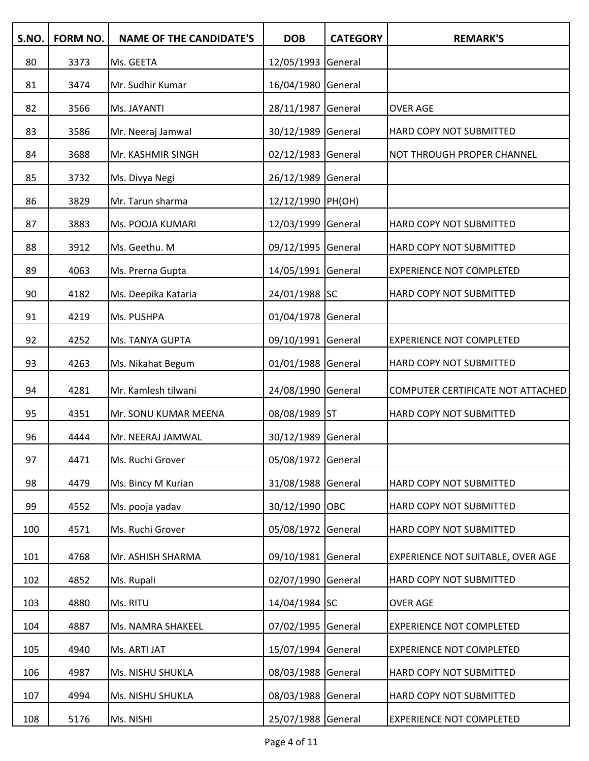| S.NO. | FORM NO. | NAME OF THE CANDIDATE'S | DOB | CATEGORY | REMARK'S |
|---|---|---|---|---|---|
| 80 | 3373 | Ms. GEETA | 12/05/1993 | General | |
| 81 | 3474 | Mr. Sudhir Kumar | 16/04/1980 | General | |
| 82 | 3566 | Ms. JAYANTI | 28/11/1987 | General | OVER AGE |
| 83 | 3586 | Mr. Neeraj Jamwal | 30/12/1989 | General | HARD COPY NOT SUBMITTED |
| 84 | 3688 | Mr. KASHMIR SINGH | 02/12/1983 | General | NOT THROUGH PROPER CHANNEL |
| 85 | 3732 | Ms. Divya Negi | 26/12/1989 | General | |
| 86 | 3829 | Mr. Tarun sharma | 12/12/1990 | PH(OH) | |
| 87 | 3883 | Ms. POOJA KUMARI | 12/03/1999 | General | HARD COPY NOT SUBMITTED |
| 88 | 3912 | Ms. Geethu. M | 09/12/1995 | General | HARD COPY NOT SUBMITTED |
| 89 | 4063 | Ms. Prerna Gupta | 14/05/1991 | General | EXPERIENCE NOT COMPLETED |
| 90 | 4182 | Ms. Deepika Kataria | 24/01/1988 | SC | HARD COPY NOT SUBMITTED |
| 91 | 4219 | Ms. PUSHPA | 01/04/1978 | General | |
| 92 | 4252 | Ms. TANYA GUPTA | 09/10/1991 | General | EXPERIENCE NOT COMPLETED |
| 93 | 4263 | Ms. Nikahat Begum | 01/01/1988 | General | HARD COPY NOT SUBMITTED |
| 94 | 4281 | Mr. Kamlesh tilwani | 24/08/1990 | General | COMPUTER CERTIFICATE NOT ATTACHED |
| 95 | 4351 | Mr. SONU KUMAR MEENA | 08/08/1989 | ST | HARD COPY NOT SUBMITTED |
| 96 | 4444 | Mr. NEERAJ JAMWAL | 30/12/1989 | General | |
| 97 | 4471 | Ms. Ruchi Grover | 05/08/1972 | General | |
| 98 | 4479 | Ms. Bincy M Kurian | 31/08/1988 | General | HARD COPY NOT SUBMITTED |
| 99 | 4552 | Ms. pooja yadav | 30/12/1990 | OBC | HARD COPY NOT SUBMITTED |
| 100 | 4571 | Ms. Ruchi Grover | 05/08/1972 | General | HARD COPY NOT SUBMITTED |
| 101 | 4768 | Mr. ASHISH SHARMA | 09/10/1981 | General | EXPERIENCE NOT SUITABLE, OVER AGE |
| 102 | 4852 | Ms. Rupali | 02/07/1990 | General | HARD COPY NOT SUBMITTED |
| 103 | 4880 | Ms. RITU | 14/04/1984 | SC | OVER AGE |
| 104 | 4887 | Ms. NAMRA SHAKEEL | 07/02/1995 | General | EXPERIENCE NOT COMPLETED |
| 105 | 4940 | Ms. ARTI JAT | 15/07/1994 | General | EXPERIENCE NOT COMPLETED |
| 106 | 4987 | Ms. NISHU SHUKLA | 08/03/1988 | General | HARD COPY NOT SUBMITTED |
| 107 | 4994 | Ms. NISHU SHUKLA | 08/03/1988 | General | HARD COPY NOT SUBMITTED |
| 108 | 5176 | Ms. NISHI | 25/07/1988 | General | EXPERIENCE NOT COMPLETED |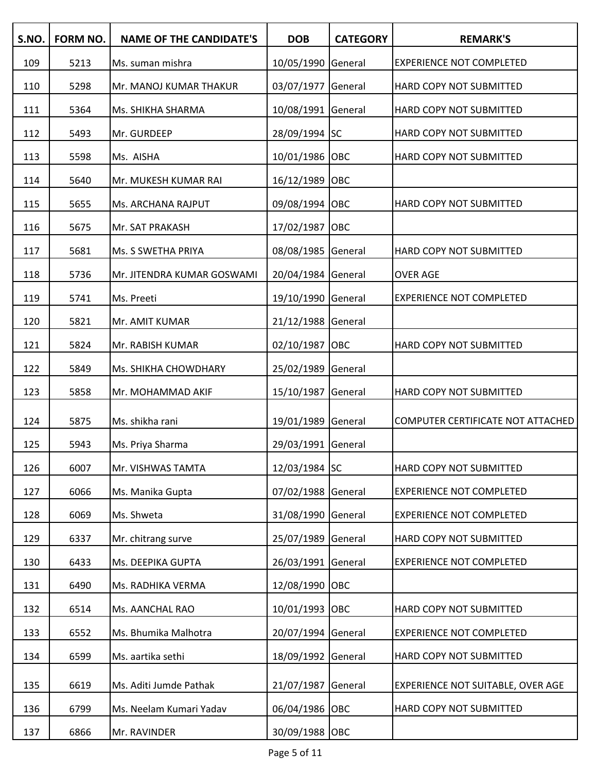| S.NO. | FORM NO. | NAME OF THE CANDIDATE'S | DOB | CATEGORY | REMARK'S |
|---|---|---|---|---|---|
| 109 | 5213 | Ms. suman mishra | 10/05/1990 | General | EXPERIENCE NOT COMPLETED |
| 110 | 5298 | Mr. MANOJ KUMAR THAKUR | 03/07/1977 | General | HARD COPY NOT SUBMITTED |
| 111 | 5364 | Ms. SHIKHA SHARMA | 10/08/1991 | General | HARD COPY NOT SUBMITTED |
| 112 | 5493 | Mr. GURDEEP | 28/09/1994 | SC | HARD COPY NOT SUBMITTED |
| 113 | 5598 | Ms. AISHA | 10/01/1986 | OBC | HARD COPY NOT SUBMITTED |
| 114 | 5640 | Mr. MUKESH KUMAR RAI | 16/12/1989 | OBC | |
| 115 | 5655 | Ms. ARCHANA RAJPUT | 09/08/1994 | OBC | HARD COPY NOT SUBMITTED |
| 116 | 5675 | Mr. SAT PRAKASH | 17/02/1987 | OBC | |
| 117 | 5681 | Ms. S SWETHA PRIYA | 08/08/1985 | General | HARD COPY NOT SUBMITTED |
| 118 | 5736 | Mr. JITENDRA KUMAR GOSWAMI | 20/04/1984 | General | OVER AGE |
| 119 | 5741 | Ms. Preeti | 19/10/1990 | General | EXPERIENCE NOT COMPLETED |
| 120 | 5821 | Mr. AMIT KUMAR | 21/12/1988 | General | |
| 121 | 5824 | Mr. RABISH KUMAR | 02/10/1987 | OBC | HARD COPY NOT SUBMITTED |
| 122 | 5849 | Ms. SHIKHA CHOWDHARY | 25/02/1989 | General | |
| 123 | 5858 | Mr. MOHAMMAD AKIF | 15/10/1987 | General | HARD COPY NOT SUBMITTED |
| 124 | 5875 | Ms. shikha rani | 19/01/1989 | General | COMPUTER CERTIFICATE NOT ATTACHED |
| 125 | 5943 | Ms. Priya Sharma | 29/03/1991 | General | |
| 126 | 6007 | Mr. VISHWAS TAMTA | 12/03/1984 | SC | HARD COPY NOT SUBMITTED |
| 127 | 6066 | Ms. Manika Gupta | 07/02/1988 | General | EXPERIENCE NOT COMPLETED |
| 128 | 6069 | Ms. Shweta | 31/08/1990 | General | EXPERIENCE NOT COMPLETED |
| 129 | 6337 | Mr. chitrang surve | 25/07/1989 | General | HARD COPY NOT SUBMITTED |
| 130 | 6433 | Ms. DEEPIKA GUPTA | 26/03/1991 | General | EXPERIENCE NOT COMPLETED |
| 131 | 6490 | Ms. RADHIKA VERMA | 12/08/1990 | OBC | |
| 132 | 6514 | Ms. AANCHAL RAO | 10/01/1993 | OBC | HARD COPY NOT SUBMITTED |
| 133 | 6552 | Ms. Bhumika Malhotra | 20/07/1994 | General | EXPERIENCE NOT COMPLETED |
| 134 | 6599 | Ms. aartika sethi | 18/09/1992 | General | HARD COPY NOT SUBMITTED |
| 135 | 6619 | Ms. Aditi Jumde Pathak | 21/07/1987 | General | EXPERIENCE NOT SUITABLE, OVER AGE |
| 136 | 6799 | Ms. Neelam Kumari Yadav | 06/04/1986 | OBC | HARD COPY NOT SUBMITTED |
| 137 | 6866 | Mr. RAVINDER | 30/09/1988 | OBC | |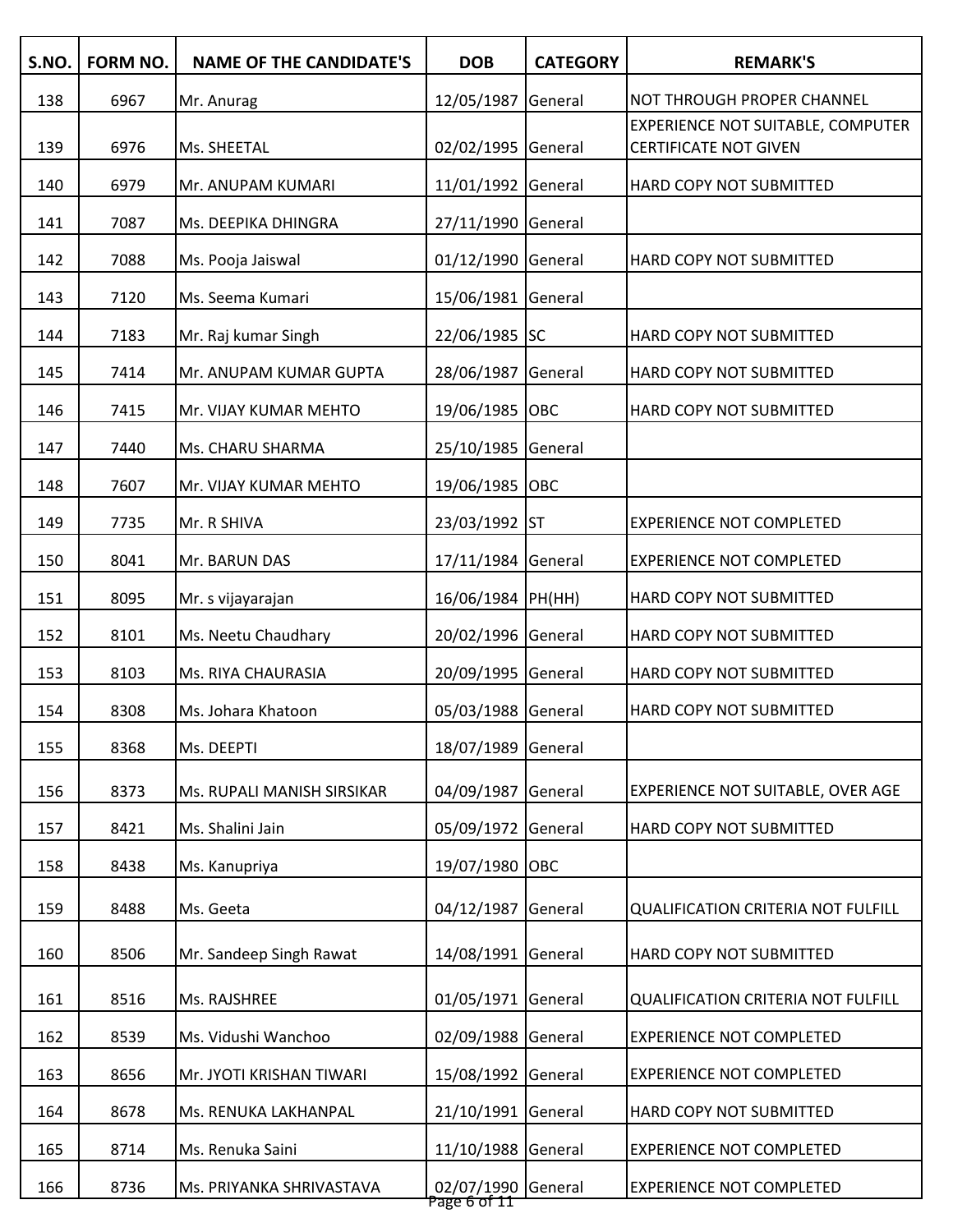| S.NO. | FORM NO. | NAME OF THE CANDIDATE'S | DOB | CATEGORY | REMARK'S |
|---|---|---|---|---|---|
| 138 | 6967 | Mr. Anurag | 12/05/1987 | General | NOT THROUGH PROPER CHANNEL |
| 139 | 6976 | Ms. SHEETAL | 02/02/1995 | General | EXPERIENCE NOT SUITABLE, COMPUTER CERTIFICATE NOT GIVEN |
| 140 | 6979 | Mr. ANUPAM KUMARI | 11/01/1992 | General | HARD COPY NOT SUBMITTED |
| 141 | 7087 | Ms. DEEPIKA DHINGRA | 27/11/1990 | General | |
| 142 | 7088 | Ms. Pooja Jaiswal | 01/12/1990 | General | HARD COPY NOT SUBMITTED |
| 143 | 7120 | Ms. Seema Kumari | 15/06/1981 | General | |
| 144 | 7183 | Mr. Raj kumar Singh | 22/06/1985 | SC | HARD COPY NOT SUBMITTED |
| 145 | 7414 | Mr. ANUPAM KUMAR GUPTA | 28/06/1987 | General | HARD COPY NOT SUBMITTED |
| 146 | 7415 | Mr. VIJAY KUMAR MEHTO | 19/06/1985 | OBC | HARD COPY NOT SUBMITTED |
| 147 | 7440 | Ms. CHARU SHARMA | 25/10/1985 | General | |
| 148 | 7607 | Mr. VIJAY KUMAR MEHTO | 19/06/1985 | OBC | |
| 149 | 7735 | Mr. R SHIVA | 23/03/1992 | ST | EXPERIENCE NOT COMPLETED |
| 150 | 8041 | Mr. BARUN DAS | 17/11/1984 | General | EXPERIENCE NOT COMPLETED |
| 151 | 8095 | Mr. s vijayarajan | 16/06/1984 | PH(HH) | HARD COPY NOT SUBMITTED |
| 152 | 8101 | Ms. Neetu Chaudhary | 20/02/1996 | General | HARD COPY NOT SUBMITTED |
| 153 | 8103 | Ms. RIYA CHAURASIA | 20/09/1995 | General | HARD COPY NOT SUBMITTED |
| 154 | 8308 | Ms. Johara Khatoon | 05/03/1988 | General | HARD COPY NOT SUBMITTED |
| 155 | 8368 | Ms. DEEPTI | 18/07/1989 | General | |
| 156 | 8373 | Ms. RUPALI MANISH SIRSIKAR | 04/09/1987 | General | EXPERIENCE NOT SUITABLE, OVER AGE |
| 157 | 8421 | Ms. Shalini Jain | 05/09/1972 | General | HARD COPY NOT SUBMITTED |
| 158 | 8438 | Ms. Kanupriya | 19/07/1980 | OBC | |
| 159 | 8488 | Ms. Geeta | 04/12/1987 | General | QUALIFICATION CRITERIA NOT FULFILL |
| 160 | 8506 | Mr. Sandeep Singh Rawat | 14/08/1991 | General | HARD COPY NOT SUBMITTED |
| 161 | 8516 | Ms. RAJSHREE | 01/05/1971 | General | QUALIFICATION CRITERIA NOT FULFILL |
| 162 | 8539 | Ms. Vidushi Wanchoo | 02/09/1988 | General | EXPERIENCE NOT COMPLETED |
| 163 | 8656 | Mr. JYOTI KRISHAN TIWARI | 15/08/1992 | General | EXPERIENCE NOT COMPLETED |
| 164 | 8678 | Ms. RENUKA LAKHANPAL | 21/10/1991 | General | HARD COPY NOT SUBMITTED |
| 165 | 8714 | Ms. Renuka Saini | 11/10/1988 | General | EXPERIENCE NOT COMPLETED |
| 166 | 8736 | Ms. PRIYANKA SHRIVASTAVA | 02/07/1990 | General | EXPERIENCE NOT COMPLETED |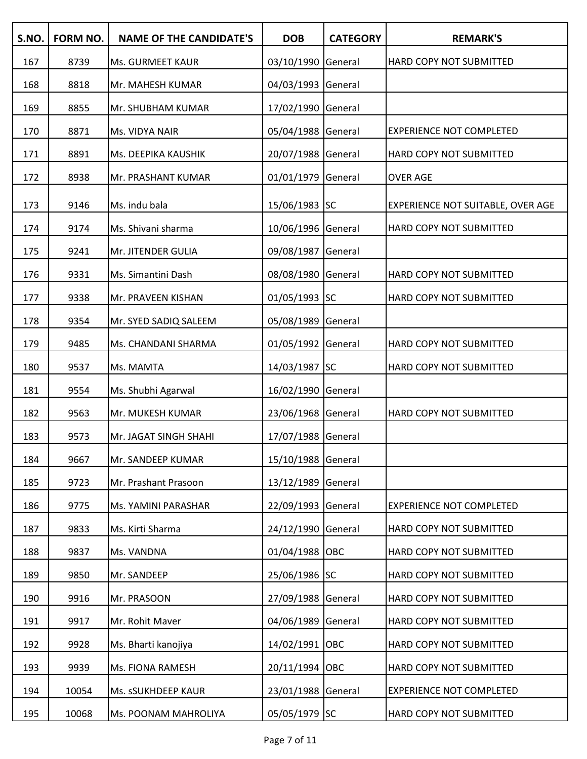| S.NO. | FORM NO. | NAME OF THE CANDIDATE'S | DOB | CATEGORY | REMARK'S |
|---|---|---|---|---|---|
| 167 | 8739 | Ms. GURMEET KAUR | 03/10/1990 | General | HARD COPY NOT SUBMITTED |
| 168 | 8818 | Mr. MAHESH KUMAR | 04/03/1993 | General | |
| 169 | 8855 | Mr. SHUBHAM KUMAR | 17/02/1990 | General | |
| 170 | 8871 | Ms. VIDYA NAIR | 05/04/1988 | General | EXPERIENCE NOT COMPLETED |
| 171 | 8891 | Ms. DEEPIKA KAUSHIK | 20/07/1988 | General | HARD COPY NOT SUBMITTED |
| 172 | 8938 | Mr. PRASHANT KUMAR | 01/01/1979 | General | OVER AGE |
| 173 | 9146 | Ms. indu bala | 15/06/1983 | SC | EXPERIENCE NOT SUITABLE, OVER AGE |
| 174 | 9174 | Ms. Shivani sharma | 10/06/1996 | General | HARD COPY NOT SUBMITTED |
| 175 | 9241 | Mr. JITENDER GULIA | 09/08/1987 | General | |
| 176 | 9331 | Ms. Simantini Dash | 08/08/1980 | General | HARD COPY NOT SUBMITTED |
| 177 | 9338 | Mr. PRAVEEN KISHAN | 01/05/1993 | SC | HARD COPY NOT SUBMITTED |
| 178 | 9354 | Mr. SYED SADIQ SALEEM | 05/08/1989 | General | |
| 179 | 9485 | Ms. CHANDANI SHARMA | 01/05/1992 | General | HARD COPY NOT SUBMITTED |
| 180 | 9537 | Ms. MAMTA | 14/03/1987 | SC | HARD COPY NOT SUBMITTED |
| 181 | 9554 | Ms. Shubhi Agarwal | 16/02/1990 | General | |
| 182 | 9563 | Mr. MUKESH KUMAR | 23/06/1968 | General | HARD COPY NOT SUBMITTED |
| 183 | 9573 | Mr. JAGAT SINGH SHAHI | 17/07/1988 | General | |
| 184 | 9667 | Mr. SANDEEP KUMAR | 15/10/1988 | General | |
| 185 | 9723 | Mr. Prashant Prasoon | 13/12/1989 | General | |
| 186 | 9775 | Ms. YAMINI PARASHAR | 22/09/1993 | General | EXPERIENCE NOT COMPLETED |
| 187 | 9833 | Ms. Kirti Sharma | 24/12/1990 | General | HARD COPY NOT SUBMITTED |
| 188 | 9837 | Ms. VANDNA | 01/04/1988 | OBC | HARD COPY NOT SUBMITTED |
| 189 | 9850 | Mr. SANDEEP | 25/06/1986 | SC | HARD COPY NOT SUBMITTED |
| 190 | 9916 | Mr. PRASOON | 27/09/1988 | General | HARD COPY NOT SUBMITTED |
| 191 | 9917 | Mr. Rohit Maver | 04/06/1989 | General | HARD COPY NOT SUBMITTED |
| 192 | 9928 | Ms. Bharti kanojiya | 14/02/1991 | OBC | HARD COPY NOT SUBMITTED |
| 193 | 9939 | Ms. FIONA RAMESH | 20/11/1994 | OBC | HARD COPY NOT SUBMITTED |
| 194 | 10054 | Ms. sSUKHDEEP KAUR | 23/01/1988 | General | EXPERIENCE NOT COMPLETED |
| 195 | 10068 | Ms. POONAM MAHROLIYA | 05/05/1979 | SC | HARD COPY NOT SUBMITTED |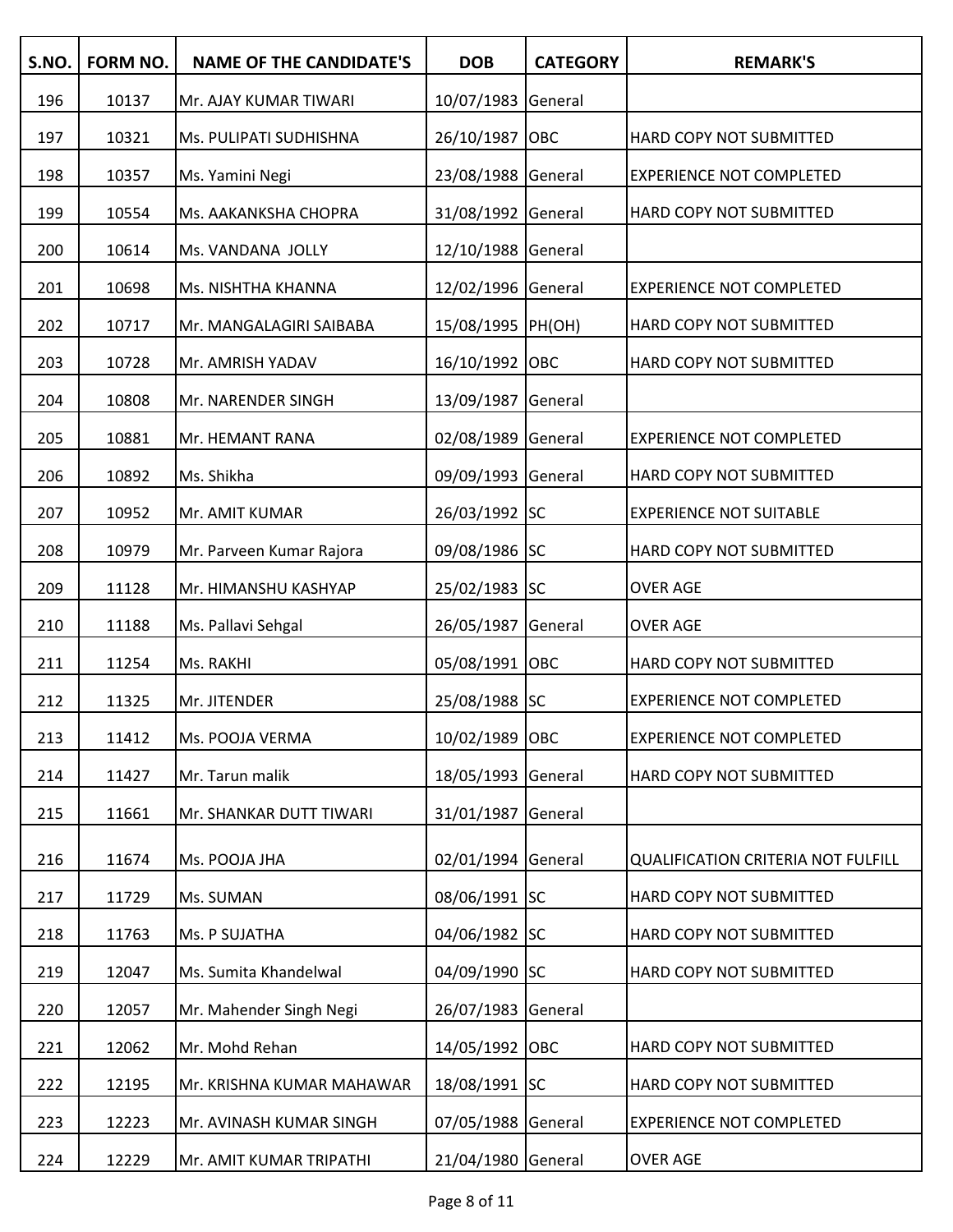| S.NO. | FORM NO. | NAME OF THE CANDIDATE'S | DOB | CATEGORY | REMARK'S |
|---|---|---|---|---|---|
| 196 | 10137 | Mr. AJAY KUMAR TIWARI | 10/07/1983 | General | |
| 197 | 10321 | Ms. PULIPATI SUDHISHNA | 26/10/1987 | OBC | HARD COPY NOT SUBMITTED |
| 198 | 10357 | Ms. Yamini Negi | 23/08/1988 | General | EXPERIENCE NOT COMPLETED |
| 199 | 10554 | Ms. AAKANKSHA CHOPRA | 31/08/1992 | General | HARD COPY NOT SUBMITTED |
| 200 | 10614 | Ms. VANDANA JOLLY | 12/10/1988 | General | |
| 201 | 10698 | Ms. NISHTHA KHANNA | 12/02/1996 | General | EXPERIENCE NOT COMPLETED |
| 202 | 10717 | Mr. MANGALAGIRI SAIBABA | 15/08/1995 | PH(OH) | HARD COPY NOT SUBMITTED |
| 203 | 10728 | Mr. AMRISH YADAV | 16/10/1992 | OBC | HARD COPY NOT SUBMITTED |
| 204 | 10808 | Mr. NARENDER SINGH | 13/09/1987 | General | |
| 205 | 10881 | Mr. HEMANT RANA | 02/08/1989 | General | EXPERIENCE NOT COMPLETED |
| 206 | 10892 | Ms. Shikha | 09/09/1993 | General | HARD COPY NOT SUBMITTED |
| 207 | 10952 | Mr. AMIT KUMAR | 26/03/1992 | SC | EXPERIENCE NOT SUITABLE |
| 208 | 10979 | Mr. Parveen Kumar Rajora | 09/08/1986 | SC | HARD COPY NOT SUBMITTED |
| 209 | 11128 | Mr. HIMANSHU KASHYAP | 25/02/1983 | SC | OVER AGE |
| 210 | 11188 | Ms. Pallavi Sehgal | 26/05/1987 | General | OVER AGE |
| 211 | 11254 | Ms. RAKHI | 05/08/1991 | OBC | HARD COPY NOT SUBMITTED |
| 212 | 11325 | Mr. JITENDER | 25/08/1988 | SC | EXPERIENCE NOT COMPLETED |
| 213 | 11412 | Ms. POOJA VERMA | 10/02/1989 | OBC | EXPERIENCE NOT COMPLETED |
| 214 | 11427 | Mr. Tarun malik | 18/05/1993 | General | HARD COPY NOT SUBMITTED |
| 215 | 11661 | Mr. SHANKAR DUTT TIWARI | 31/01/1987 | General | |
| 216 | 11674 | Ms. POOJA JHA | 02/01/1994 | General | QUALIFICATION CRITERIA NOT FULFILL |
| 217 | 11729 | Ms. SUMAN | 08/06/1991 | SC | HARD COPY NOT SUBMITTED |
| 218 | 11763 | Ms. P SUJATHA | 04/06/1982 | SC | HARD COPY NOT SUBMITTED |
| 219 | 12047 | Ms. Sumita Khandelwal | 04/09/1990 | SC | HARD COPY NOT SUBMITTED |
| 220 | 12057 | Mr. Mahender Singh Negi | 26/07/1983 | General | |
| 221 | 12062 | Mr. Mohd Rehan | 14/05/1992 | OBC | HARD COPY NOT SUBMITTED |
| 222 | 12195 | Mr. KRISHNA KUMAR MAHAWAR | 18/08/1991 | SC | HARD COPY NOT SUBMITTED |
| 223 | 12223 | Mr. AVINASH KUMAR SINGH | 07/05/1988 | General | EXPERIENCE NOT COMPLETED |
| 224 | 12229 | Mr. AMIT KUMAR TRIPATHI | 21/04/1980 | General | OVER AGE |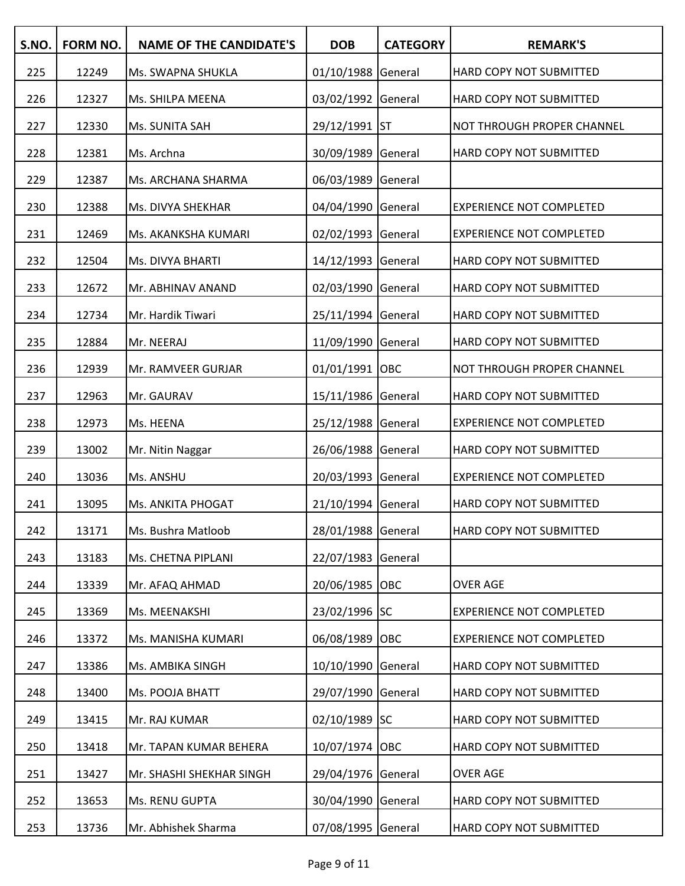| S.NO. | FORM NO. | NAME OF THE CANDIDATE'S | DOB | CATEGORY | REMARK'S |
|---|---|---|---|---|---|
| 225 | 12249 | Ms. SWAPNA SHUKLA | 01/10/1988 | General | HARD COPY NOT SUBMITTED |
| 226 | 12327 | Ms. SHILPA MEENA | 03/02/1992 | General | HARD COPY NOT SUBMITTED |
| 227 | 12330 | Ms. SUNITA SAH | 29/12/1991 | ST | NOT THROUGH PROPER CHANNEL |
| 228 | 12381 | Ms. Archna | 30/09/1989 | General | HARD COPY NOT SUBMITTED |
| 229 | 12387 | Ms. ARCHANA SHARMA | 06/03/1989 | General | |
| 230 | 12388 | Ms. DIVYA SHEKHAR | 04/04/1990 | General | EXPERIENCE NOT COMPLETED |
| 231 | 12469 | Ms. AKANKSHA KUMARI | 02/02/1993 | General | EXPERIENCE NOT COMPLETED |
| 232 | 12504 | Ms. DIVYA BHARTI | 14/12/1993 | General | HARD COPY NOT SUBMITTED |
| 233 | 12672 | Mr. ABHINAV ANAND | 02/03/1990 | General | HARD COPY NOT SUBMITTED |
| 234 | 12734 | Mr. Hardik Tiwari | 25/11/1994 | General | HARD COPY NOT SUBMITTED |
| 235 | 12884 | Mr. NEERAJ | 11/09/1990 | General | HARD COPY NOT SUBMITTED |
| 236 | 12939 | Mr. RAMVEER GURJAR | 01/01/1991 | OBC | NOT THROUGH PROPER CHANNEL |
| 237 | 12963 | Mr. GAURAV | 15/11/1986 | General | HARD COPY NOT SUBMITTED |
| 238 | 12973 | Ms. HEENA | 25/12/1988 | General | EXPERIENCE NOT COMPLETED |
| 239 | 13002 | Mr. Nitin Naggar | 26/06/1988 | General | HARD COPY NOT SUBMITTED |
| 240 | 13036 | Ms. ANSHU | 20/03/1993 | General | EXPERIENCE NOT COMPLETED |
| 241 | 13095 | Ms. ANKITA PHOGAT | 21/10/1994 | General | HARD COPY NOT SUBMITTED |
| 242 | 13171 | Ms. Bushra Matloob | 28/01/1988 | General | HARD COPY NOT SUBMITTED |
| 243 | 13183 | Ms. CHETNA PIPLANI | 22/07/1983 | General | |
| 244 | 13339 | Mr. AFAQ AHMAD | 20/06/1985 | OBC | OVER AGE |
| 245 | 13369 | Ms. MEENAKSHI | 23/02/1996 | SC | EXPERIENCE NOT COMPLETED |
| 246 | 13372 | Ms. MANISHA KUMARI | 06/08/1989 | OBC | EXPERIENCE NOT COMPLETED |
| 247 | 13386 | Ms. AMBIKA SINGH | 10/10/1990 | General | HARD COPY NOT SUBMITTED |
| 248 | 13400 | Ms. POOJA BHATT | 29/07/1990 | General | HARD COPY NOT SUBMITTED |
| 249 | 13415 | Mr. RAJ KUMAR | 02/10/1989 | SC | HARD COPY NOT SUBMITTED |
| 250 | 13418 | Mr. TAPAN KUMAR BEHERA | 10/07/1974 | OBC | HARD COPY NOT SUBMITTED |
| 251 | 13427 | Mr. SHASHI SHEKHAR SINGH | 29/04/1976 | General | OVER AGE |
| 252 | 13653 | Ms. RENU GUPTA | 30/04/1990 | General | HARD COPY NOT SUBMITTED |
| 253 | 13736 | Mr. Abhishek Sharma | 07/08/1995 | General | HARD COPY NOT SUBMITTED |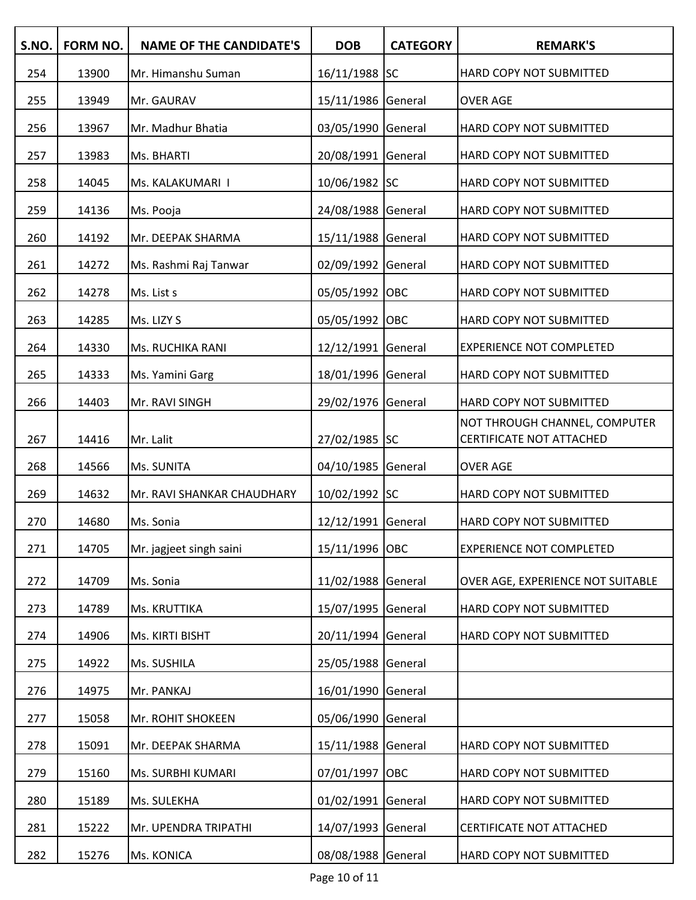| S.NO. | FORM NO. | NAME OF THE CANDIDATE'S | DOB | CATEGORY | REMARK'S |
|---|---|---|---|---|---|
| 254 | 13900 | Mr. Himanshu Suman | 16/11/1988 | SC | HARD COPY NOT SUBMITTED |
| 255 | 13949 | Mr. GAURAV | 15/11/1986 | General | OVER AGE |
| 256 | 13967 | Mr. Madhur Bhatia | 03/05/1990 | General | HARD COPY NOT SUBMITTED |
| 257 | 13983 | Ms. BHARTI | 20/08/1991 | General | HARD COPY NOT SUBMITTED |
| 258 | 14045 | Ms. KALAKUMARI I | 10/06/1982 | SC | HARD COPY NOT SUBMITTED |
| 259 | 14136 | Ms. Pooja | 24/08/1988 | General | HARD COPY NOT SUBMITTED |
| 260 | 14192 | Mr. DEEPAK SHARMA | 15/11/1988 | General | HARD COPY NOT SUBMITTED |
| 261 | 14272 | Ms. Rashmi Raj Tanwar | 02/09/1992 | General | HARD COPY NOT SUBMITTED |
| 262 | 14278 | Ms. List s | 05/05/1992 | OBC | HARD COPY NOT SUBMITTED |
| 263 | 14285 | Ms. LIZY S | 05/05/1992 | OBC | HARD COPY NOT SUBMITTED |
| 264 | 14330 | Ms. RUCHIKA RANI | 12/12/1991 | General | EXPERIENCE NOT COMPLETED |
| 265 | 14333 | Ms. Yamini Garg | 18/01/1996 | General | HARD COPY NOT SUBMITTED |
| 266 | 14403 | Mr. RAVI SINGH | 29/02/1976 | General | HARD COPY NOT SUBMITTED |
| 267 | 14416 | Mr. Lalit | 27/02/1985 | SC | NOT THROUGH CHANNEL, COMPUTER CERTIFICATE NOT ATTACHED |
| 268 | 14566 | Ms. SUNITA | 04/10/1985 | General | OVER AGE |
| 269 | 14632 | Mr. RAVI SHANKAR CHAUDHARY | 10/02/1992 | SC | HARD COPY NOT SUBMITTED |
| 270 | 14680 | Ms. Sonia | 12/12/1991 | General | HARD COPY NOT SUBMITTED |
| 271 | 14705 | Mr. jagjeet singh saini | 15/11/1996 | OBC | EXPERIENCE NOT COMPLETED |
| 272 | 14709 | Ms. Sonia | 11/02/1988 | General | OVER AGE, EXPERIENCE NOT SUITABLE |
| 273 | 14789 | Ms. KRUTTIKA | 15/07/1995 | General | HARD COPY NOT SUBMITTED |
| 274 | 14906 | Ms. KIRTI BISHT | 20/11/1994 | General | HARD COPY NOT SUBMITTED |
| 275 | 14922 | Ms. SUSHILA | 25/05/1988 | General | |
| 276 | 14975 | Mr. PANKAJ | 16/01/1990 | General | |
| 277 | 15058 | Mr. ROHIT SHOKEEN | 05/06/1990 | General | |
| 278 | 15091 | Mr. DEEPAK SHARMA | 15/11/1988 | General | HARD COPY NOT SUBMITTED |
| 279 | 15160 | Ms. SURBHI KUMARI | 07/01/1997 | OBC | HARD COPY NOT SUBMITTED |
| 280 | 15189 | Ms. SULEKHA | 01/02/1991 | General | HARD COPY NOT SUBMITTED |
| 281 | 15222 | Mr. UPENDRA TRIPATHI | 14/07/1993 | General | CERTIFICATE NOT ATTACHED |
| 282 | 15276 | Ms. KONICA | 08/08/1988 | General | HARD COPY NOT SUBMITTED |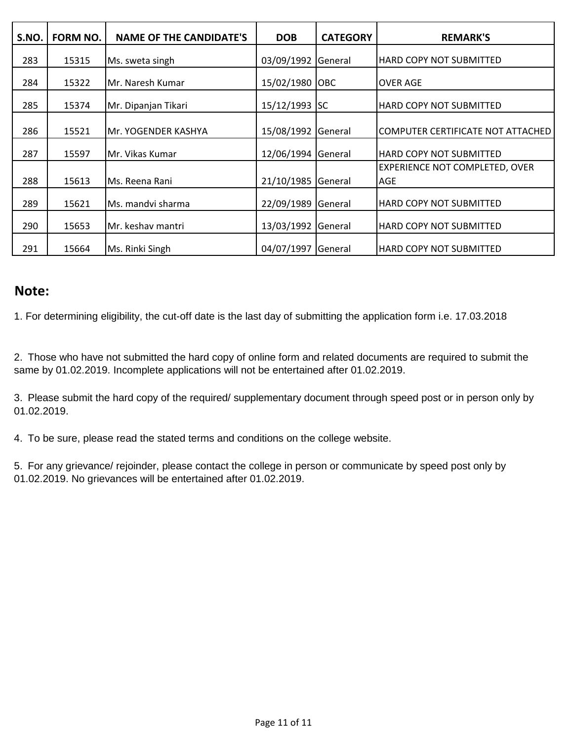| S.NO. | FORM NO. | NAME OF THE CANDIDATE'S | DOB | CATEGORY | REMARK'S |
|---|---|---|---|---|---|
| 283 | 15315 | Ms. sweta singh | 03/09/1992 | General | HARD COPY NOT SUBMITTED |
| 284 | 15322 | Mr. Naresh Kumar | 15/02/1980 | OBC | OVER AGE |
| 285 | 15374 | Mr. Dipanjan Tikari | 15/12/1993 | SC | HARD COPY NOT SUBMITTED |
| 286 | 15521 | Mr. YOGENDER KASHYA | 15/08/1992 | General | COMPUTER CERTIFICATE NOT ATTACHED |
| 287 | 15597 | Mr. Vikas Kumar | 12/06/1994 | General | HARD COPY NOT SUBMITTED |
| 288 | 15613 | Ms. Reena Rani | 21/10/1985 | General | EXPERIENCE NOT COMPLETED, OVER AGE |
| 289 | 15621 | Ms. mandvi sharma | 22/09/1989 | General | HARD COPY NOT SUBMITTED |
| 290 | 15653 | Mr. keshav mantri | 13/03/1992 | General | HARD COPY NOT SUBMITTED |
| 291 | 15664 | Ms. Rinki Singh | 04/07/1997 | General | HARD COPY NOT SUBMITTED |

## Note:

1. For determining eligibility, the cut-off date is the last day of submitting the application form i.e. 17.03.2018

2. Those who have not submitted the hard copy of online form and related documents are required to submit the same by 01.02.2019. Incomplete applications will not be entertained after 01.02.2019.

3. Please submit the hard copy of the required/ supplementary document through speed post or in person only by 01.02.2019.

4. To be sure, please read the stated terms and conditions on the college website.

5. For any grievance/ rejoinder, please contact the college in person or communicate by speed post only by 01.02.2019. No grievances will be entertained after 01.02.2019.